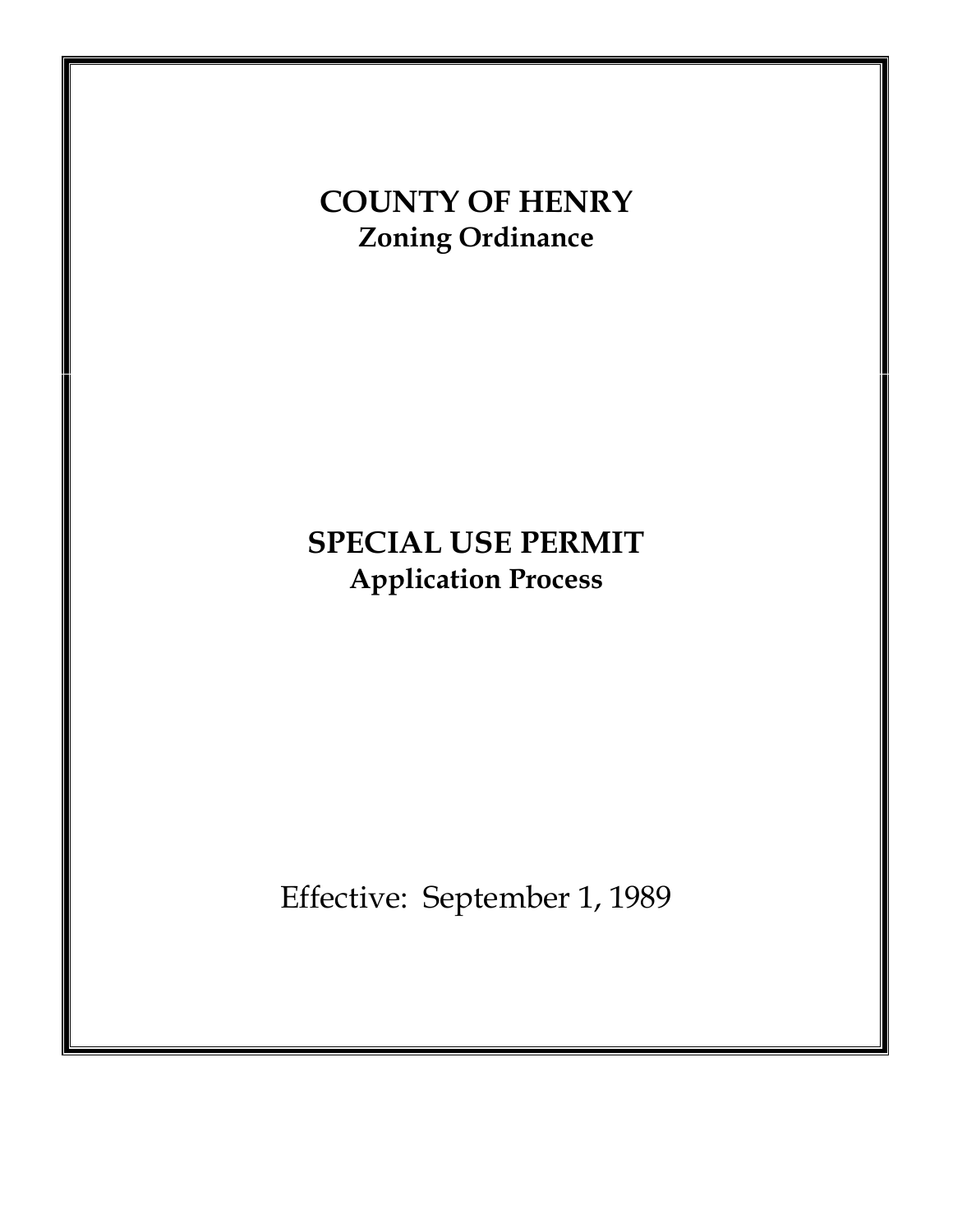# COUNTY OF HENRY

**Zoning Ordinance**

# SPECIAL USE PERMIT

**Application Process**

Effective: September 1, 1989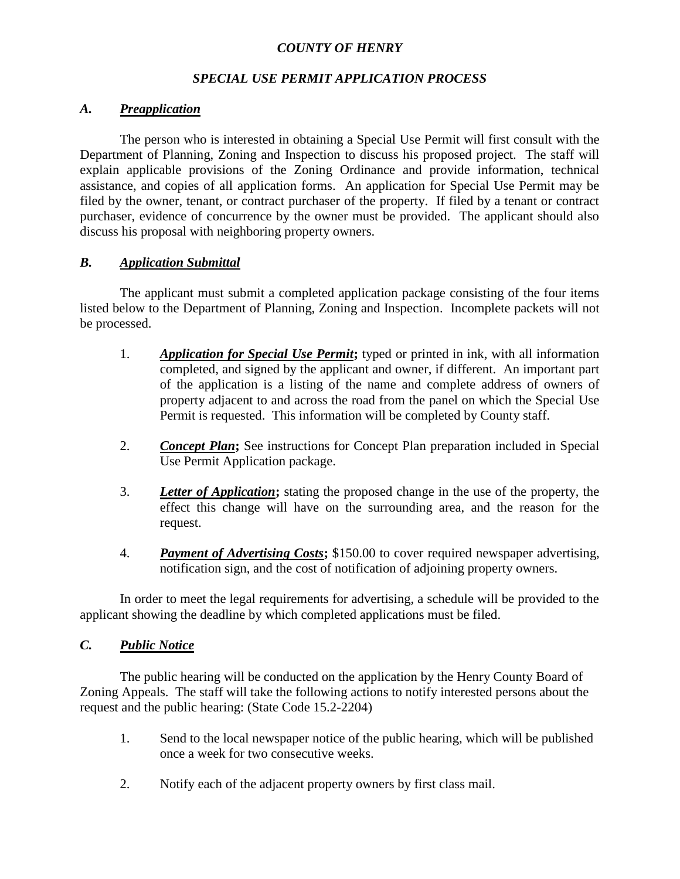# *COUNTY OF HENRY*

## *SPECIAL USE PERMIT APPLICATION PROCESS*

### ***A. Preapplication***

The person who is interested in obtaining a Special Use Permit will first consult with the Department of Planning, Zoning and Inspection to discuss his proposed project. The staff will explain applicable provisions of the Zoning Ordinance and provide information, technical assistance, and copies of all application forms. An application for Special Use Permit may be filed by the owner, tenant, or contract purchaser of the property. If filed by a tenant or contract purchaser, evidence of concurrence by the owner must be provided. The applicant should also discuss his proposal with neighboring property owners.

### ***B. Application Submittal***

The applicant must submit a completed application package consisting of the four items listed below to the Department of Planning, Zoning and Inspection. Incomplete packets will not be processed.

1. ***Application for Special Use Permit*;** typed or printed in ink, with all information completed, and signed by the applicant and owner, if different. An important part of the application is a listing of the name and complete address of owners of property adjacent to and across the road from the panel on which the Special Use Permit is requested. This information will be completed by County staff.

2. ***Concept Plan*;** See instructions for Concept Plan preparation included in Special Use Permit Application package.

3. ***Letter of Application*;** stating the proposed change in the use of the property, the effect this change will have on the surrounding area, and the reason for the request.

4. ***Payment of Advertising Costs*;** $150.00 to cover required newspaper advertising, notification sign, and the cost of notification of adjoining property owners.

In order to meet the legal requirements for advertising, a schedule will be provided to the applicant showing the deadline by which completed applications must be filed.

### ***C. Public Notice***

The public hearing will be conducted on the application by the Henry County Board of Zoning Appeals. The staff will take the following actions to notify interested persons about the request and the public hearing: (State Code 15.2-2204)

1. Send to the local newspaper notice of the public hearing, which will be published once a week for two consecutive weeks.

2. Notify each of the adjacent property owners by first class mail.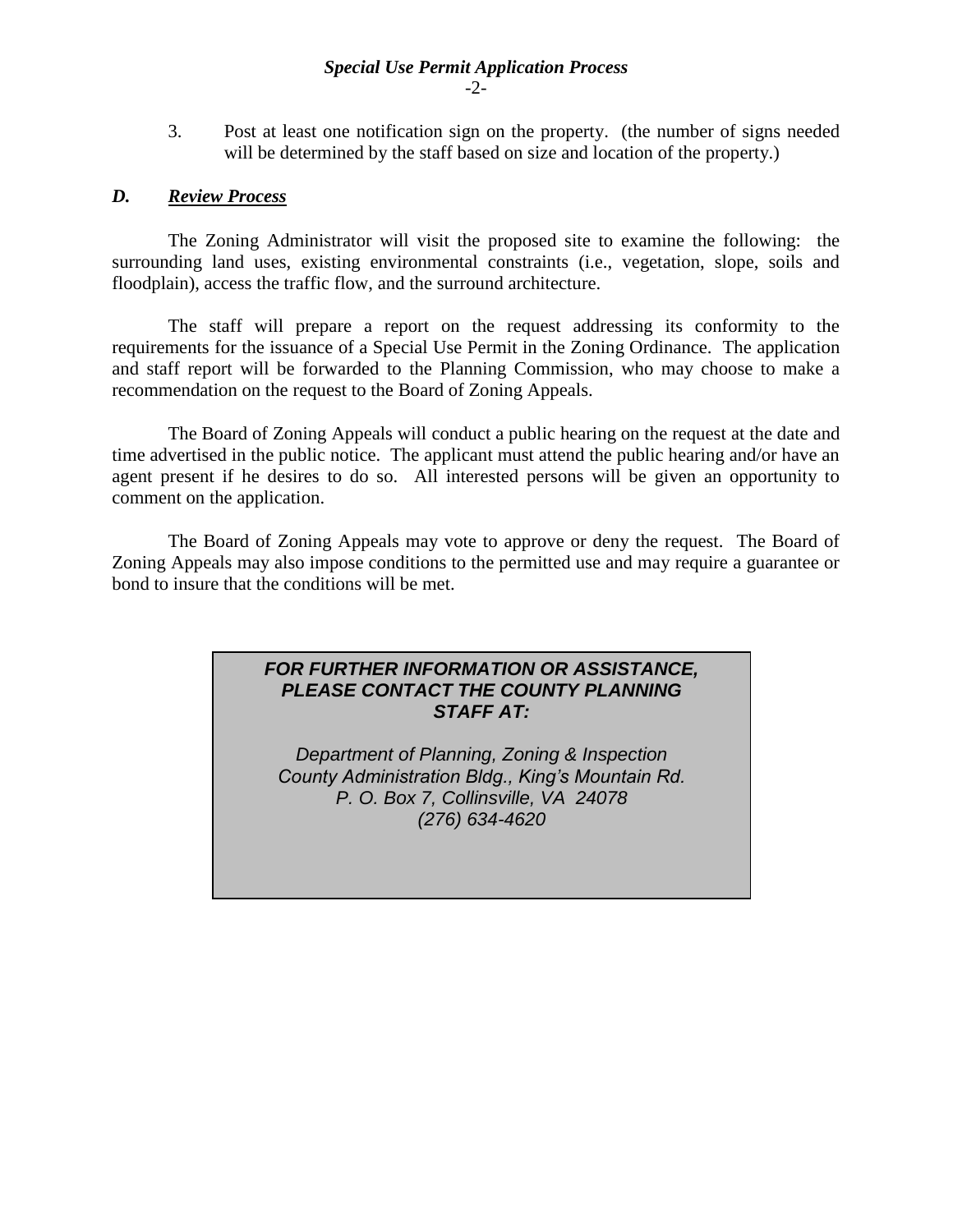3. Post at least one notification sign on the property. (the number of signs needed will be determined by the staff based on size and location of the property.)

## *D. Review Process*

The Zoning Administrator will visit the proposed site to examine the following: the surrounding land uses, existing environmental constraints (i.e., vegetation, slope, soils and floodplain), access the traffic flow, and the surround architecture.

The staff will prepare a report on the request addressing its conformity to the requirements for the issuance of a Special Use Permit in the Zoning Ordinance. The application and staff report will be forwarded to the Planning Commission, who may choose to make a recommendation on the request to the Board of Zoning Appeals.

The Board of Zoning Appeals will conduct a public hearing on the request at the date and time advertised in the public notice. The applicant must attend the public hearing and/or have an agent present if he desires to do so. All interested persons will be given an opportunity to comment on the application.

The Board of Zoning Appeals may vote to approve or deny the request. The Board of Zoning Appeals may also impose conditions to the permitted use and may require a guarantee or bond to insure that the conditions will be met.

***FOR FURTHER INFORMATION OR ASSISTANCE, PLEASE CONTACT THE COUNTY PLANNING STAFF AT:***

*Department of Planning, Zoning & Inspection*
*County Administration Bldg., King's Mountain Rd.*
*P. O. Box 7, Collinsville, VA 24078*
*(276) 634-4620*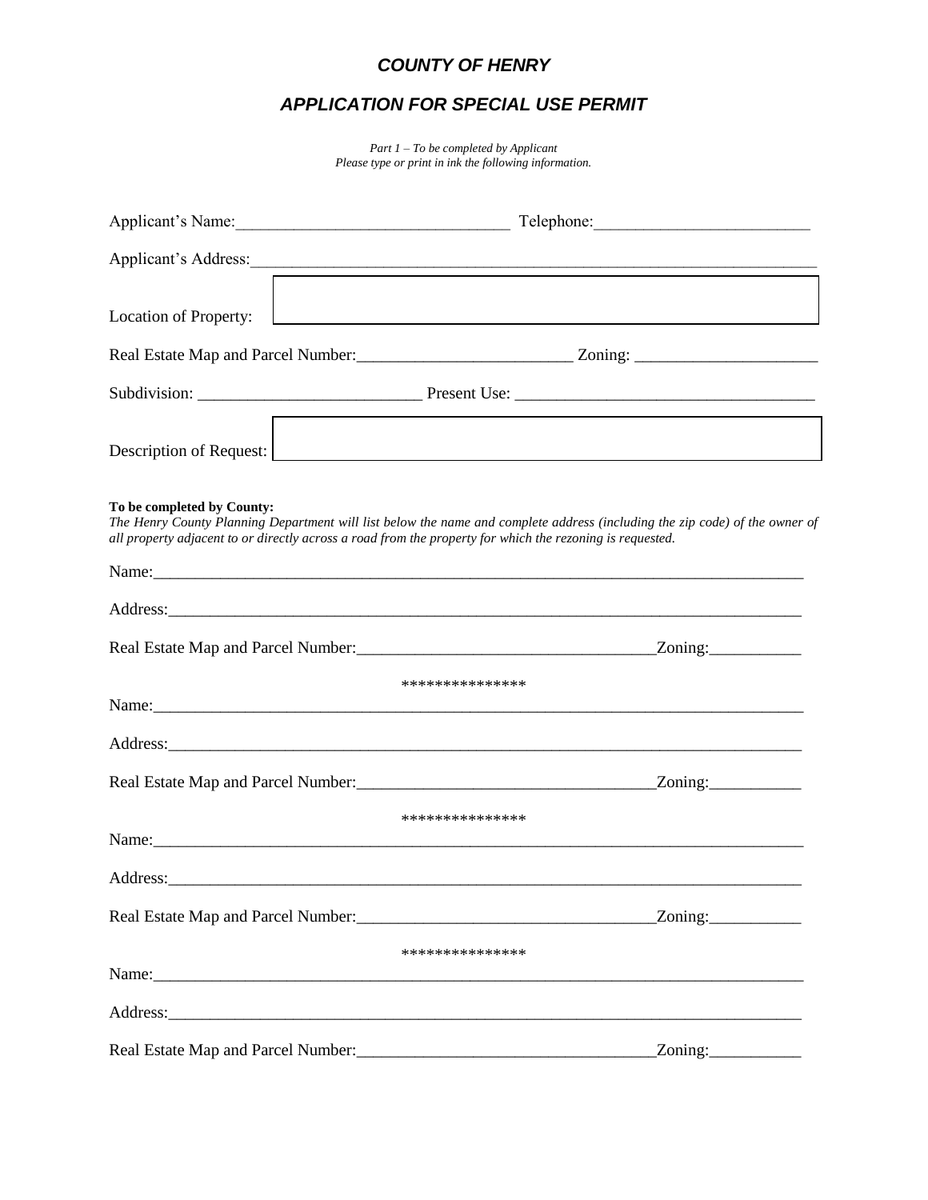# *COUNTY OF HENRY*

## *APPLICATION FOR SPECIAL USE PERMIT*

*Part 1 – To be completed by Applicant*
*Please type or print in ink the following information.*

Applicant's Name:________________________________ Telephone:__________________________

Applicant's Address:_________________________________________________________________________

Location of Property:

Real Estate Map and Parcel Number:__________________________ Zoning: ______________________

Subdivision: ___________________________ Present Use: ___________________________________

Description of Request:

**To be completed by County:**
*The Henry County Planning Department will list below the name and complete address (including the zip code) of the owner of all property adjacent to or directly across a road from the property for which the rezoning is requested.*

Name:_________________________________________________________________________________

Address:_______________________________________________________________________________

Real Estate Map and Parcel Number:___________________________________Zoning:___________

***************

Name:_________________________________________________________________________________

Address:_______________________________________________________________________________

Real Estate Map and Parcel Number:___________________________________Zoning:___________

***************

Name:_________________________________________________________________________________

Address:_______________________________________________________________________________

Real Estate Map and Parcel Number:___________________________________Zoning:___________

***************

Name:_________________________________________________________________________________

Address:_______________________________________________________________________________

Real Estate Map and Parcel Number:___________________________________Zoning:___________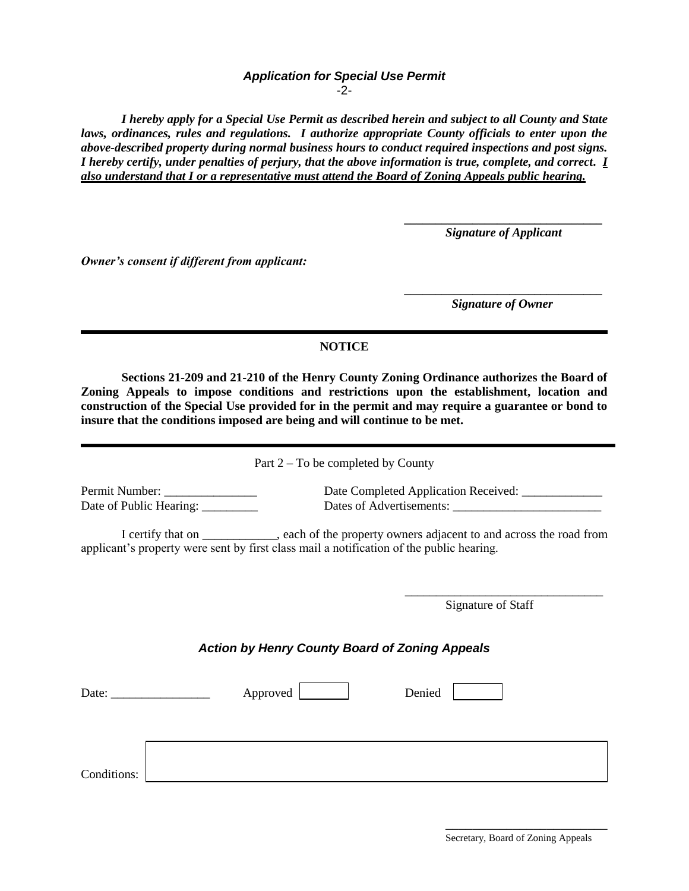### *Application for Special Use Permit*

-2-

***I hereby apply for a Special Use Permit as described herein and subject to all County and State laws, ordinances, rules and regulations. I authorize appropriate County officials to enter upon the above-described property during normal business hours to conduct required inspections and post signs. I hereby certify, under penalties of perjury, that the above information is true, complete, and correct. <u>I also understand that I or a representative must attend the Board of Zoning Appeals public hearing.</u>***

\_\_\_\_\_\_\_\_\_\_\_\_\_\_\_\_\_\_\_\_\_\_\_\_\_\_\_\_\_\_\_\_
***Signature of Applicant***

***Owner's consent if different from applicant:***

\_\_\_\_\_\_\_\_\_\_\_\_\_\_\_\_\_\_\_\_\_\_\_\_\_\_\_\_\_\_\_\_
***Signature of Owner***

---

**NOTICE**

**Sections 21-209 and 21-210 of the Henry County Zoning Ordinance authorizes the Board of Zoning Appeals to impose conditions and restrictions upon the establishment, location and construction of the Special Use provided for in the permit and may require a guarantee or bond to insure that the conditions imposed are being and will continue to be met.**

---

Part 2 – To be completed by County

Permit Number: \_\_\_\_\_\_\_\_\_\_\_\_\_\_\_ Date Completed Application Received: \_\_\_\_\_\_\_\_\_\_\_\_\_

Date of Public Hearing: \_\_\_\_\_\_\_\_\_ Dates of Advertisements: \_\_\_\_\_\_\_\_\_\_\_\_\_\_\_\_\_\_\_\_\_\_\_\_

I certify that on \_\_\_\_\_\_\_\_\_\_\_\_, each of the property owners adjacent to and across the road from applicant's property were sent by first class mail a notification of the public hearing.

\_\_\_\_\_\_\_\_\_\_\_\_\_\_\_\_\_\_\_\_\_\_\_\_\_\_\_\_\_\_\_\_
Signature of Staff

### *Action by Henry County Board of Zoning Appeals*

Date: \_\_\_\_\_\_\_\_\_\_\_\_\_\_\_\_ Approved ☐ Denied ☐

Conditions: \_\_\_\_\_\_\_\_\_\_\_\_\_\_\_\_\_\_\_\_\_\_\_\_\_\_\_\_\_\_\_\_\_\_\_\_\_\_\_\_\_\_\_\_\_\_\_\_\_\_\_\_\_\_\_\_

\_\_\_\_\_\_\_\_\_\_\_\_\_\_\_\_\_\_\_\_\_\_\_\_\_\_\_\_\_\_\_\_
Secretary, Board of Zoning Appeals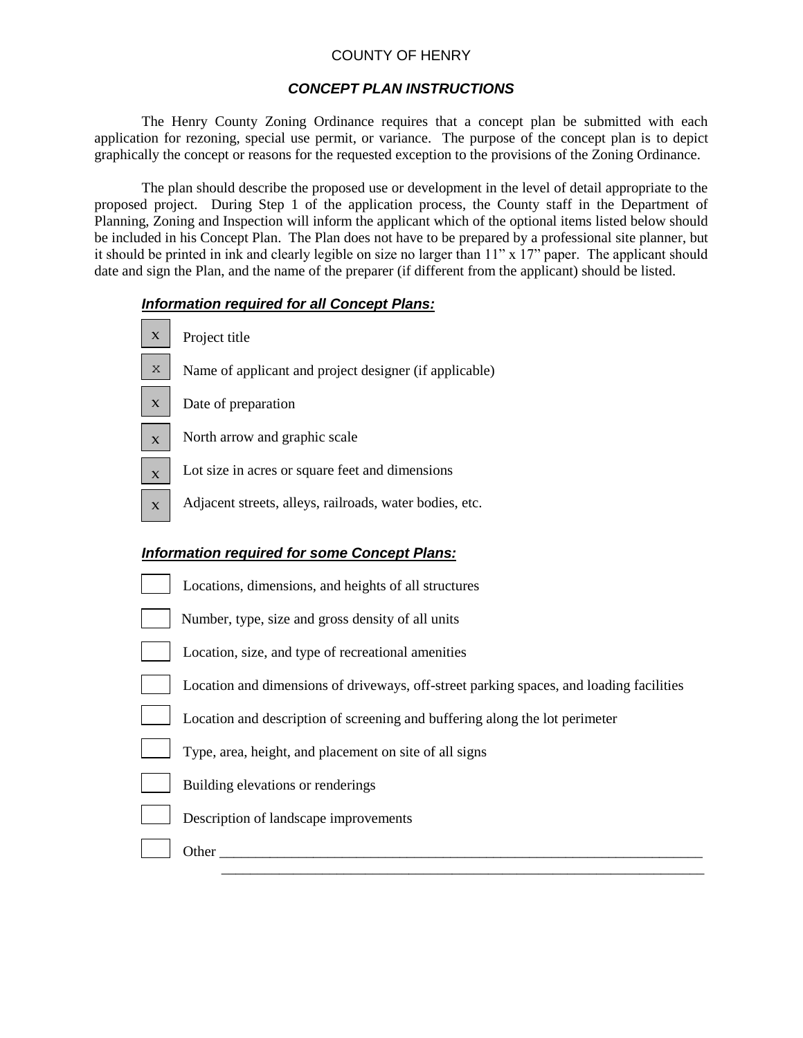COUNTY OF HENRY

***CONCEPT PLAN INSTRUCTIONS***

The Henry County Zoning Ordinance requires that a concept plan be submitted with each application for rezoning, special use permit, or variance. The purpose of the concept plan is to depict graphically the concept or reasons for the requested exception to the provisions of the Zoning Ordinance.

The plan should describe the proposed use or development in the level of detail appropriate to the proposed project. During Step 1 of the application process, the County staff in the Department of Planning, Zoning and Inspection will inform the applicant which of the optional items listed below should be included in his Concept Plan. The Plan does not have to be prepared by a professional site planner, but it should be printed in ink and clearly legible on size no larger than 11" x 17" paper. The applicant should date and sign the Plan, and the name of the preparer (if different from the applicant) should be listed.

***Information required for all Concept Plans:***

- [x] Project title
- [x] Name of applicant and project designer (if applicable)
- [x] Date of preparation
- [x] North arrow and graphic scale
- [x] Lot size in acres or square feet and dimensions
- [x] Adjacent streets, alleys, railroads, water bodies, etc.

***Information required for some Concept Plans:***

- [ ] Locations, dimensions, and heights of all structures
- [ ] Number, type, size and gross density of all units
- [ ] Location, size, and type of recreational amenities
- [ ] Location and dimensions of driveways, off-street parking spaces, and loading facilities
- [ ] Location and description of screening and buffering along the lot perimeter
- [ ] Type, area, height, and placement on site of all signs
- [ ] Building elevations or renderings
- [ ] Description of landscape improvements
- [ ] Other ____________________________________________________________________
  ____________________________________________________________________